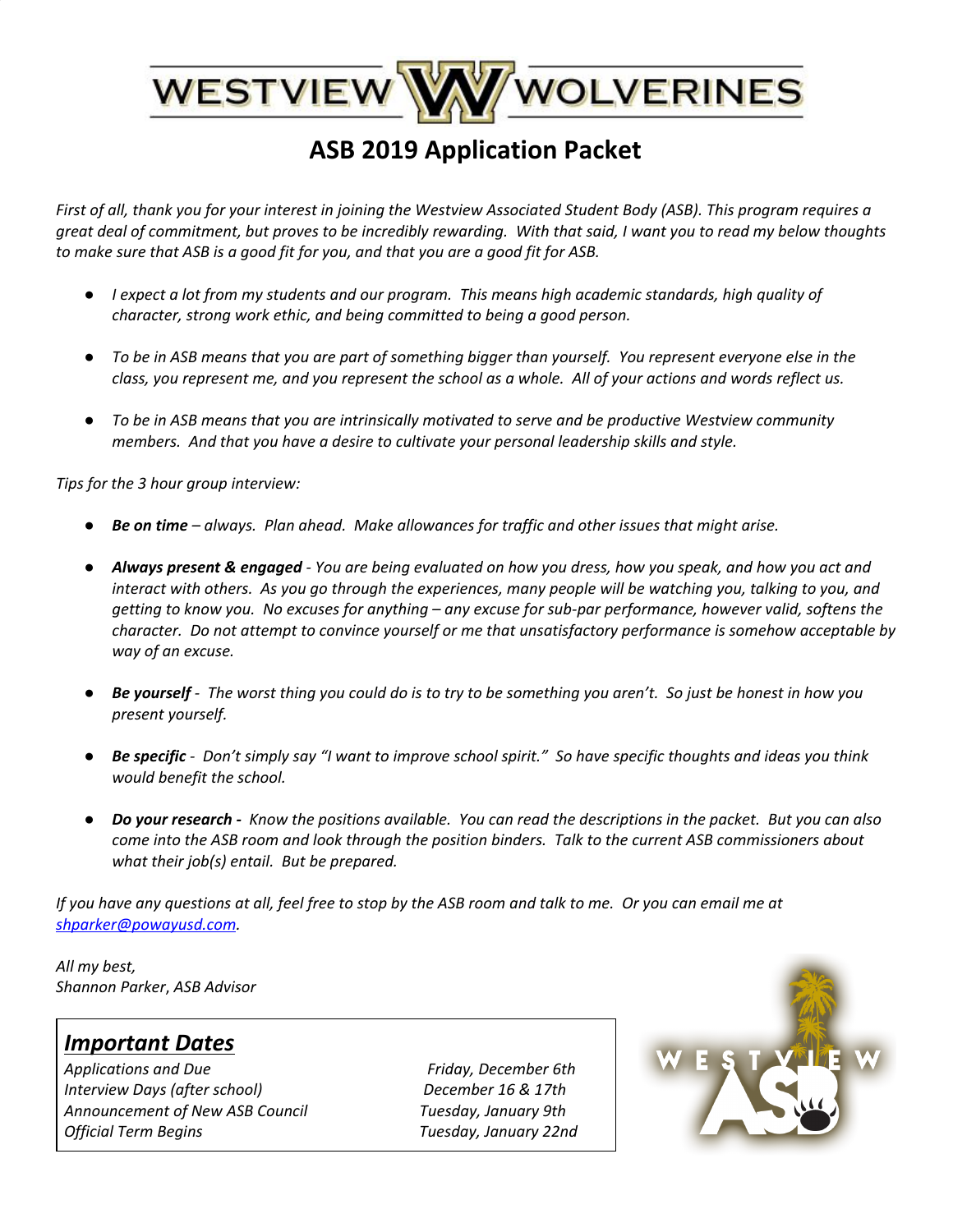# WESTVIEW WOLVERINES

## ASB 2019 Application Packet

*First of all, thank you for your interest in joining the Westview Associated Student Body (ASB). This program requires a great deal of commitment, but proves to be incredibly rewarding. With that said, I want you to read my below thoughts to make sure that ASB is a good fit for you, and that you are a good fit for ASB.*

- *I expect a lot from my students and our program. This means high academic standards, high quality of character, strong work ethic, and being committed to being a good person.*
- *To be in ASB means that you are part of something bigger than yourself. You represent everyone else in the class, you represent me, and you represent the school as a whole. All of your actions and words reflect us.*
- *To be in ASB means that you are intrinsically motivated to serve and be productive Westview community members. And that you have a desire to cultivate your personal leadership skills and style.*

*Tips for the 3 hour group interview:*

- ***Be on time** – always. Plan ahead. Make allowances for traffic and other issues that might arise.*
- ***Always present & engaged** - You are being evaluated on how you dress, how you speak, and how you act and interact with others. As you go through the experiences, many people will be watching you, talking to you, and getting to know you. No excuses for anything – any excuse for sub-par performance, however valid, softens the character. Do not attempt to convince yourself or me that unsatisfactory performance is somehow acceptable by way of an excuse.*
- ***Be yourself** - The worst thing you could do is to try to be something you aren't. So just be honest in how you present yourself.*
- ***Be specific** - Don't simply say "I want to improve school spirit." So have specific thoughts and ideas you think would benefit the school.*
- ***Do your research -** Know the positions available. You can read the descriptions in the packet. But you can also come into the ASB room and look through the position binders. Talk to the current ASB commissioners about what their job(s) entail. But be prepared.*

*If you have any questions at all, feel free to stop by the ASB room and talk to me. Or you can email me at [shparker@powayusd.com](mailto:shparker@powayusd.com).*

*All my best,*
*Shannon Parker, ASB Advisor*

### *Important Dates*

| | |
|---|---|
| *Applications and Due* | *Friday, December 6th* |
| *Interview Days (after school)* | *December 16 & 17th* |
| *Announcement of New ASB Council* | *Tuesday, January 9th* |
| *Official Term Begins* | *Tuesday, January 22nd* |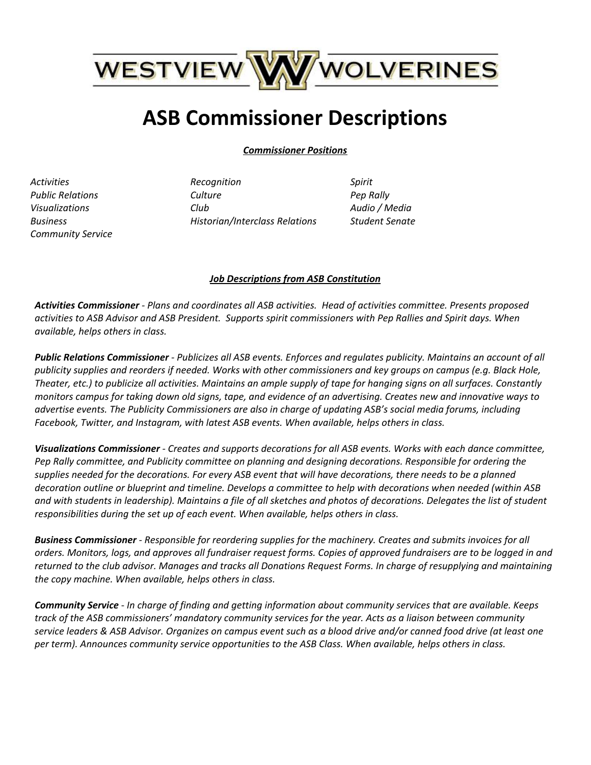WESTVIEW W WOLVERINES

# ASB Commissioner Descriptions

***Commissioner Positions***

*Activities*
*Public Relations*
*Visualizations*
*Business*
*Community Service*
*Recognition*
*Culture*
*Club*
*Historian/Interclass Relations*
*Spirit*
*Pep Rally*
*Audio / Media*
*Student Senate*

***Job Descriptions from ASB Constitution***

***Activities Commissioner*** *- Plans and coordinates all ASB activities. Head of activities committee. Presents proposed activities to ASB Advisor and ASB President. Supports spirit commissioners with Pep Rallies and Spirit days. When available, helps others in class.*

***Public Relations Commissioner*** *- Publicizes all ASB events. Enforces and regulates publicity. Maintains an account of all publicity supplies and reorders if needed. Works with other commissioners and key groups on campus (e.g. Black Hole, Theater, etc.) to publicize all activities. Maintains an ample supply of tape for hanging signs on all surfaces. Constantly monitors campus for taking down old signs, tape, and evidence of an advertising. Creates new and innovative ways to advertise events. The Publicity Commissioners are also in charge of updating ASB's social media forums, including Facebook, Twitter, and Instagram, with latest ASB events. When available, helps others in class.*

***Visualizations Commissioner*** *- Creates and supports decorations for all ASB events. Works with each dance committee, Pep Rally committee, and Publicity committee on planning and designing decorations. Responsible for ordering the supplies needed for the decorations. For every ASB event that will have decorations, there needs to be a planned decoration outline or blueprint and timeline. Develops a committee to help with decorations when needed (within ASB and with students in leadership). Maintains a file of all sketches and photos of decorations. Delegates the list of student responsibilities during the set up of each event. When available, helps others in class.*

***Business Commissioner*** *- Responsible for reordering supplies for the machinery. Creates and submits invoices for all orders. Monitors, logs, and approves all fundraiser request forms. Copies of approved fundraisers are to be logged in and returned to the club advisor. Manages and tracks all Donations Request Forms. In charge of resupplying and maintaining the copy machine. When available, helps others in class.*

***Community Service*** *- In charge of finding and getting information about community services that are available. Keeps track of the ASB commissioners' mandatory community services for the year. Acts as a liaison between community service leaders & ASB Advisor. Organizes on campus event such as a blood drive and/or canned food drive (at least one per term). Announces community service opportunities to the ASB Class. When available, helps others in class.*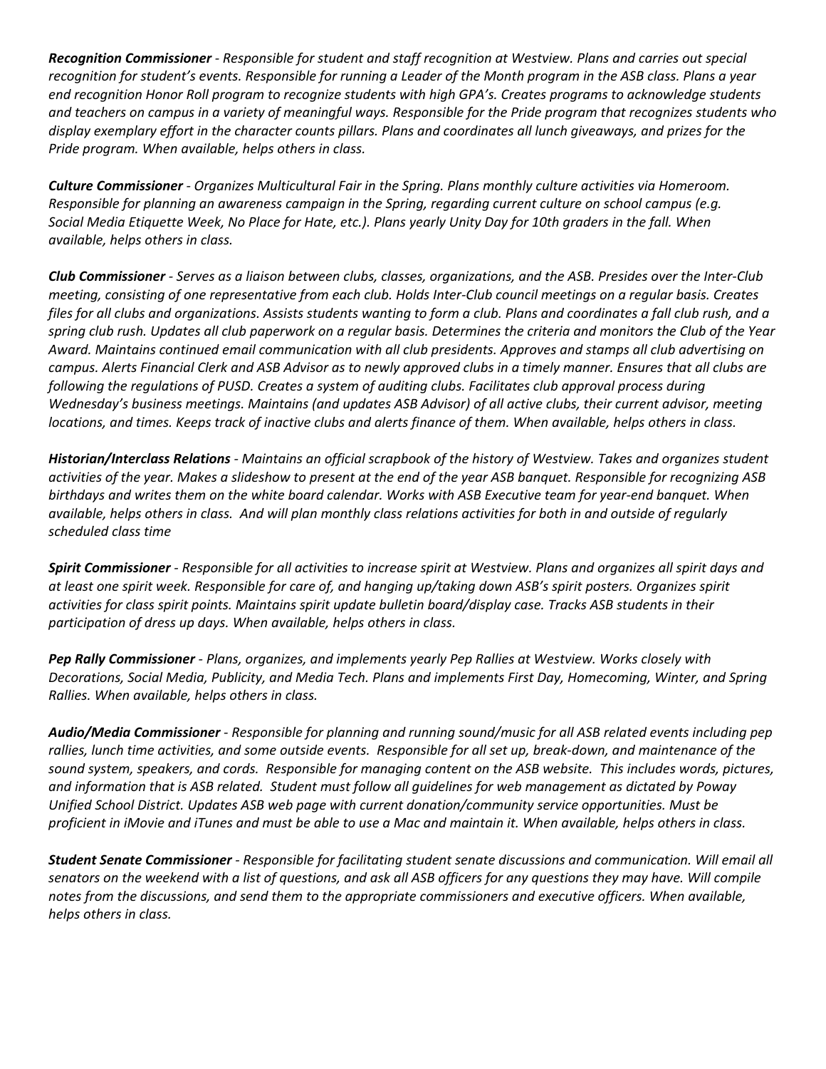***Recognition Commissioner** - Responsible for student and staff recognition at Westview. Plans and carries out special recognition for student's events. Responsible for running a Leader of the Month program in the ASB class. Plans a year end recognition Honor Roll program to recognize students with high GPA's. Creates programs to acknowledge students and teachers on campus in a variety of meaningful ways. Responsible for the Pride program that recognizes students who display exemplary effort in the character counts pillars. Plans and coordinates all lunch giveaways, and prizes for the Pride program. When available, helps others in class.*

***Culture Commissioner** - Organizes Multicultural Fair in the Spring. Plans monthly culture activities via Homeroom. Responsible for planning an awareness campaign in the Spring, regarding current culture on school campus (e.g. Social Media Etiquette Week, No Place for Hate, etc.). Plans yearly Unity Day for 10th graders in the fall. When available, helps others in class.*

***Club Commissioner** - Serves as a liaison between clubs, classes, organizations, and the ASB. Presides over the Inter-Club meeting, consisting of one representative from each club. Holds Inter-Club council meetings on a regular basis. Creates files for all clubs and organizations. Assists students wanting to form a club. Plans and coordinates a fall club rush, and a spring club rush. Updates all club paperwork on a regular basis. Determines the criteria and monitors the Club of the Year Award. Maintains continued email communication with all club presidents. Approves and stamps all club advertising on campus. Alerts Financial Clerk and ASB Advisor as to newly approved clubs in a timely manner. Ensures that all clubs are following the regulations of PUSD. Creates a system of auditing clubs. Facilitates club approval process during Wednesday's business meetings. Maintains (and updates ASB Advisor) of all active clubs, their current advisor, meeting locations, and times. Keeps track of inactive clubs and alerts finance of them. When available, helps others in class.*

***Historian/Interclass Relations** - Maintains an official scrapbook of the history of Westview. Takes and organizes student activities of the year. Makes a slideshow to present at the end of the year ASB banquet. Responsible for recognizing ASB birthdays and writes them on the white board calendar. Works with ASB Executive team for year-end banquet. When available, helps others in class. And will plan monthly class relations activities for both in and outside of regularly scheduled class time*

***Spirit Commissioner** - Responsible for all activities to increase spirit at Westview. Plans and organizes all spirit days and at least one spirit week. Responsible for care of, and hanging up/taking down ASB's spirit posters. Organizes spirit activities for class spirit points. Maintains spirit update bulletin board/display case. Tracks ASB students in their participation of dress up days. When available, helps others in class.*

***Pep Rally Commissioner** - Plans, organizes, and implements yearly Pep Rallies at Westview. Works closely with Decorations, Social Media, Publicity, and Media Tech. Plans and implements First Day, Homecoming, Winter, and Spring Rallies. When available, helps others in class.*

***Audio/Media Commissioner** - Responsible for planning and running sound/music for all ASB related events including pep rallies, lunch time activities, and some outside events. Responsible for all set up, break-down, and maintenance of the sound system, speakers, and cords. Responsible for managing content on the ASB website. This includes words, pictures, and information that is ASB related. Student must follow all guidelines for web management as dictated by Poway Unified School District. Updates ASB web page with current donation/community service opportunities. Must be proficient in iMovie and iTunes and must be able to use a Mac and maintain it. When available, helps others in class.*

***Student Senate Commissioner** - Responsible for facilitating student senate discussions and communication. Will email all senators on the weekend with a list of questions, and ask all ASB officers for any questions they may have. Will compile notes from the discussions, and send them to the appropriate commissioners and executive officers. When available, helps others in class.*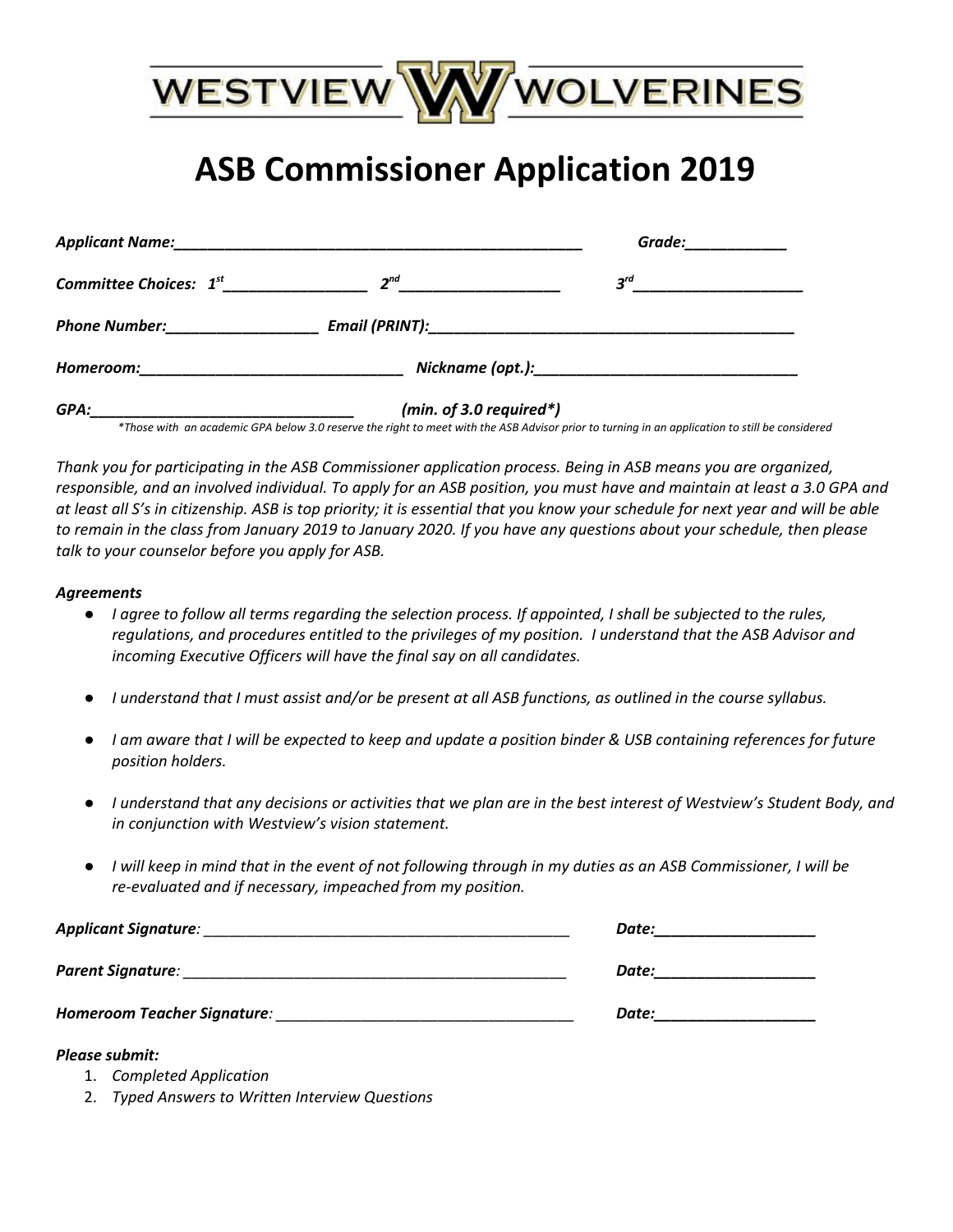WESTVIEW W WOLVERINES

# ASB Commissioner Application 2019

***Applicant Name:***_______________________________________________ ***Grade:***____________

***Committee Choices: 1st***_________________ ***2nd***___________________ ***3rd***____________________

***Phone Number:***__________________ ***Email (PRINT):***___________________________________________

***Homeroom:***______________________________ ***Nickname (opt.):***_____________________________

***GPA:***______________________________ ***(min. of 3.0 required*)***

*\*Those with an academic GPA below 3.0 reserve the right to meet with the ASB Advisor prior to turning in an application to still be considered*

*Thank you for participating in the ASB Commissioner application process. Being in ASB means you are organized, responsible, and an involved individual. To apply for an ASB position, you must have and maintain at least a 3.0 GPA and at least all S's in citizenship. ASB is top priority; it is essential that you know your schedule for next year and will be able to remain in the class from January 2019 to January 2020. If you have any questions about your schedule, then please talk to your counselor before you apply for ASB.*

***Agreements***

- *I agree to follow all terms regarding the selection process. If appointed, I shall be subjected to the rules, regulations, and procedures entitled to the privileges of my position. I understand that the ASB Advisor and incoming Executive Officers will have the final say on all candidates.*
- *I understand that I must assist and/or be present at all ASB functions, as outlined in the course syllabus.*
- *I am aware that I will be expected to keep and update a position binder & USB containing references for future position holders.*
- *I understand that any decisions or activities that we plan are in the best interest of Westview's Student Body, and in conjunction with Westview's vision statement.*
- *I will keep in mind that in the event of not following through in my duties as an ASB Commissioner, I will be re-evaluated and if necessary, impeached from my position.*

***Applicant Signature:*** ____________________________________________ ***Date:***___________________

***Parent Signature:*** ______________________________________________ ***Date:***___________________

***Homeroom Teacher Signature:*** ___________________________________ ***Date:***___________________

***Please submit:***

1. *Completed Application*
2. *Typed Answers to Written Interview Questions*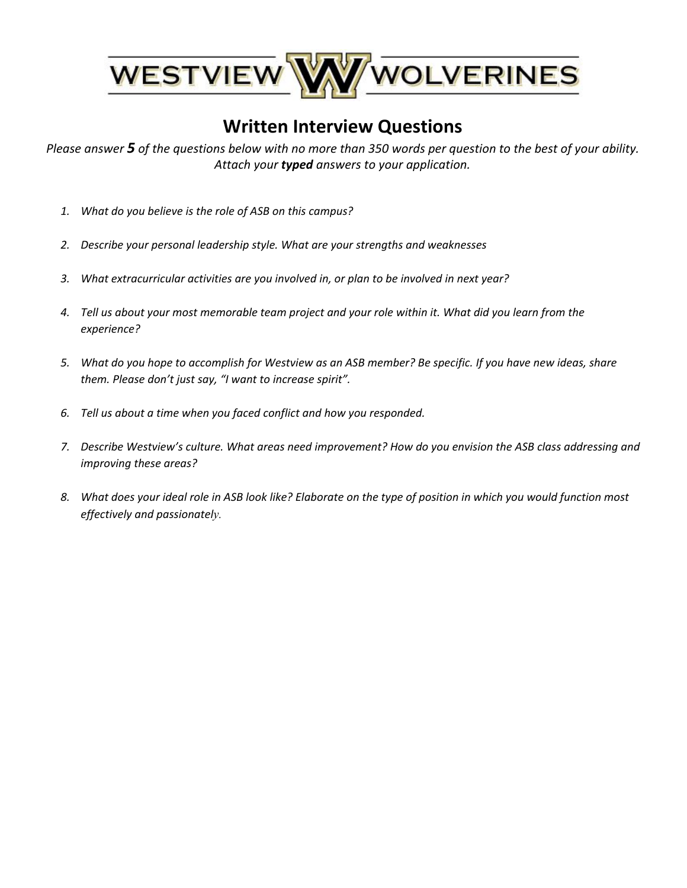WESTVIEW W WOLVERINES

# Written Interview Questions

*Please answer **5** of the questions below with no more than 350 words per question to the best of your ability. Attach your **typed** answers to your application.*

1. *What do you believe is the role of ASB on this campus?*
2. *Describe your personal leadership style. What are your strengths and weaknesses*
3. *What extracurricular activities are you involved in, or plan to be involved in next year?*
4. *Tell us about your most memorable team project and your role within it. What did you learn from the experience?*
5. *What do you hope to accomplish for Westview as an ASB member? Be specific. If you have new ideas, share them. Please don't just say, "I want to increase spirit".*
6. *Tell us about a time when you faced conflict and how you responded.*
7. *Describe Westview's culture. What areas need improvement? How do you envision the ASB class addressing and improving these areas?*
8. *What does your ideal role in ASB look like? Elaborate on the type of position in which you would function most effectively and passionately.*